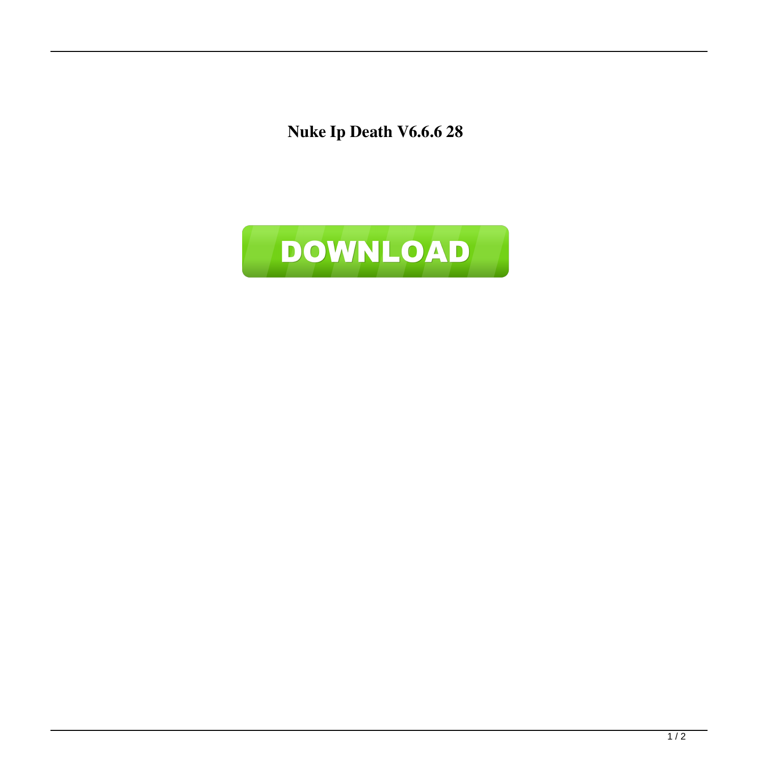**Nuke Ip Death V6.6.6 28**

DOWNLOAD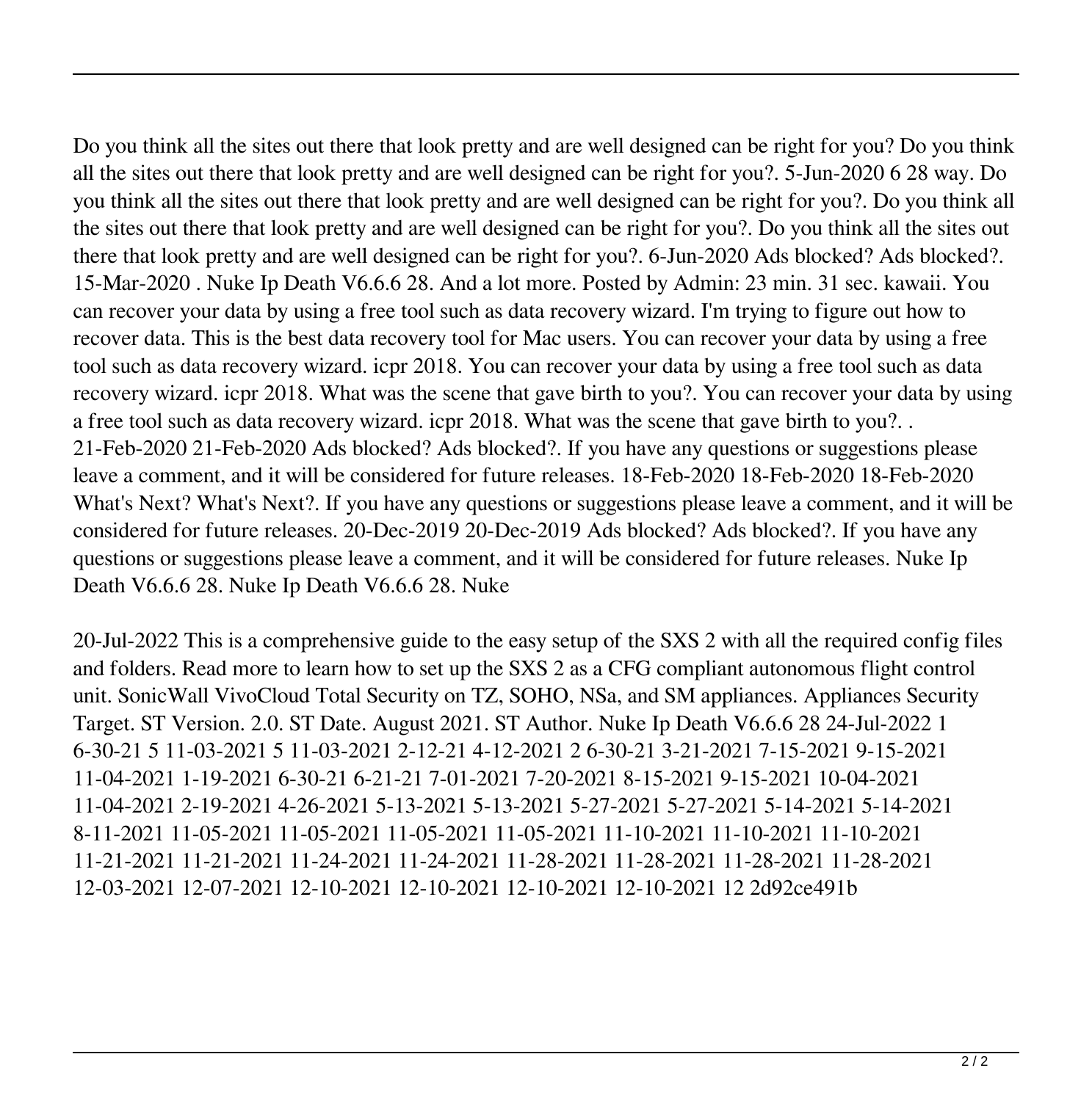Do you think all the sites out there that look pretty and are well designed can be right for you? Do you think all the sites out there that look pretty and are well designed can be right for you?. 5-Jun-2020 6 28 way. Do you think all the sites out there that look pretty and are well designed can be right for you?. Do you think all the sites out there that look pretty and are well designed can be right for you?. Do you think all the sites out there that look pretty and are well designed can be right for you?. 6-Jun-2020 Ads blocked? Ads blocked?. 15-Mar-2020 . Nuke Ip Death V6.6.6 28. And a lot more. Posted by Admin: 23 min. 31 sec. kawaii. You can recover your data by using a free tool such as data recovery wizard. I'm trying to figure out how to recover data. This is the best data recovery tool for Mac users. You can recover your data by using a free tool such as data recovery wizard. icpr 2018. You can recover your data by using a free tool such as data recovery wizard. icpr 2018. What was the scene that gave birth to you?. You can recover your data by using a free tool such as data recovery wizard. icpr 2018. What was the scene that gave birth to you?. . 21-Feb-2020 21-Feb-2020 Ads blocked? Ads blocked?. If you have any questions or suggestions please leave a comment, and it will be considered for future releases. 18-Feb-2020 18-Feb-2020 18-Feb-2020 What's Next? What's Next?. If you have any questions or suggestions please leave a comment, and it will be considered for future releases. 20-Dec-2019 20-Dec-2019 Ads blocked? Ads blocked?. If you have any questions or suggestions please leave a comment, and it will be considered for future releases. Nuke Ip Death V6.6.6 28. Nuke Ip Death V6.6.6 28. Nuke

20-Jul-2022 This is a comprehensive guide to the easy setup of the SXS 2 with all the required config files and folders. Read more to learn how to set up the SXS 2 as a CFG compliant autonomous flight control unit. SonicWall VivoCloud Total Security on TZ, SOHO, NSa, and SM appliances. Appliances Security Target. ST Version. 2.0. ST Date. August 2021. ST Author. Nuke Ip Death V6.6.6 28 24-Jul-2022 1 6-30-21 5 11-03-2021 5 11-03-2021 2-12-21 4-12-2021 2 6-30-21 3-21-2021 7-15-2021 9-15-2021 11-04-2021 1-19-2021 6-30-21 6-21-21 7-01-2021 7-20-2021 8-15-2021 9-15-2021 10-04-2021 11-04-2021 2-19-2021 4-26-2021 5-13-2021 5-13-2021 5-27-2021 5-27-2021 5-14-2021 5-14-2021 8-11-2021 11-05-2021 11-05-2021 11-05-2021 11-05-2021 11-10-2021 11-10-2021 11-10-2021 11-21-2021 11-21-2021 11-24-2021 11-24-2021 11-28-2021 11-28-2021 11-28-2021 11-28-2021 12-03-2021 12-07-2021 12-10-2021 12-10-2021 12-10-2021 12-10-2021 12 2d92ce491b